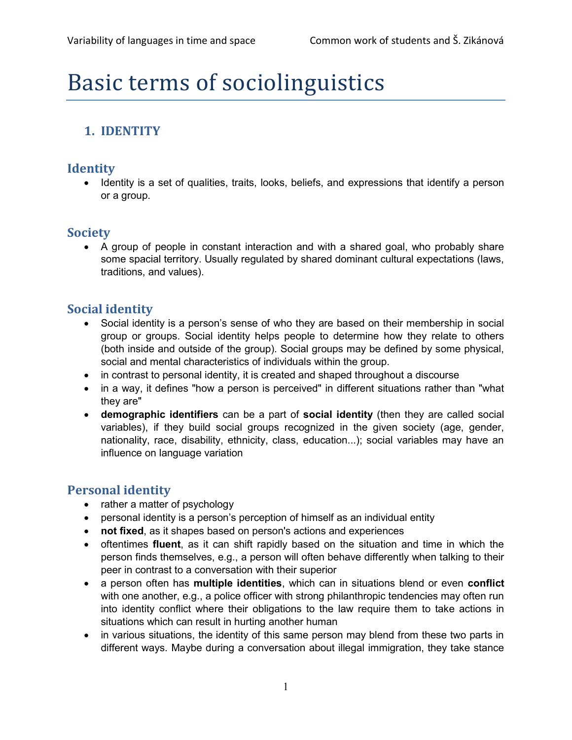# Basic terms of sociolinguistics

## 1. IDENTITY

### Identity

- Identity is a set of qualities, traits, looks, beliefs, and expressions that identify a person or a group.

### Society

- A group of people in constant interaction and with a shared goal, who probably share some spacial territory. Usually regulated by shared dominant cultural expectations (laws, traditions, and values).

### Social identity

- Social identity is a person's sense of who they are based on their membership in social group or groups. Social identity helps people to determine how they relate to others (both inside and outside of the group). Social groups may be defined by some physical, social and mental characteristics of individuals within the group.
- in contrast to personal identity, it is created and shaped throughout a discourse
- in a way, it defines "how a person is perceived" in different situations rather than "what they are"
- **demographic identifiers** can be a part of **social identity** (then they are called social variables), if they build social groups recognized in the given society (age, gender, nationality, race, disability, ethnicity, class, education...); social variables may have an influence on language variation

### Personal identity

- rather a matter of psychology
- personal identity is a person's perception of himself as an individual entity
- **not fixed**, as it shapes based on person's actions and experiences
- oftentimes **fluent**, as it can shift rapidly based on the situation and time in which the person finds themselves, e.g., a person will often behave differently when talking to their peer in contrast to a conversation with their superior
- a person often has **multiple identities**, which can in situations blend or even **conflict** with one another, e.g., a police officer with strong philanthropic tendencies may often run into identity conflict where their obligations to the law require them to take actions in situations which can result in hurting another human
- in various situations, the identity of this same person may blend from these two parts in different ways. Maybe during a conversation about illegal immigration, they take stance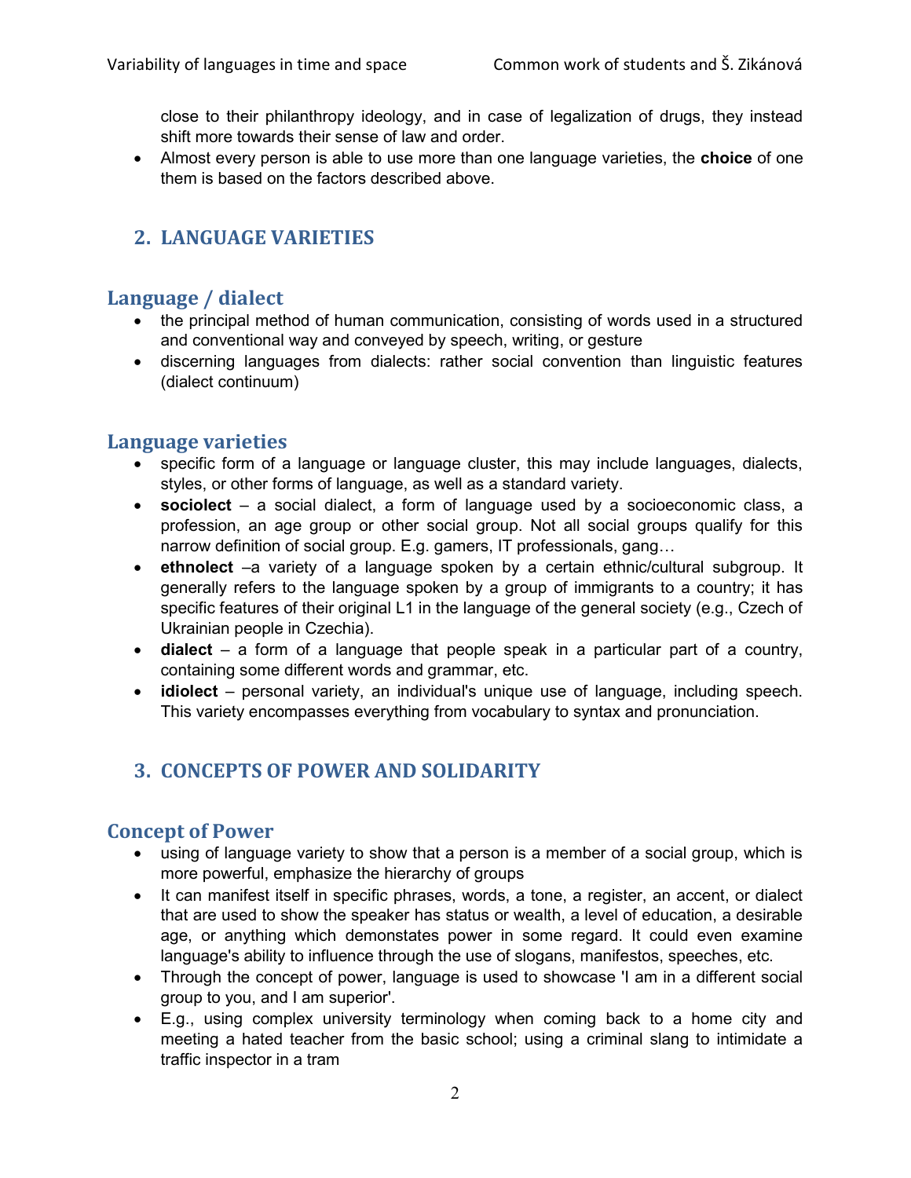close to their philanthropy ideology, and in case of legalization of drugs, they instead shift more towards their sense of law and order.

- Almost every person is able to use more than one language varieties, the **choice** of one them is based on the factors described above.

## 2. LANGUAGE VARIETIES

### Language / dialect

- the principal method of human communication, consisting of words used in a structured and conventional way and conveyed by speech, writing, or gesture
- discerning languages from dialects: rather social convention than linguistic features (dialect continuum)

### Language varieties

- specific form of a language or language cluster, this may include languages, dialects, styles, or other forms of language, as well as a standard variety.
- **sociolect** – a social dialect, a form of language used by a socioeconomic class, a profession, an age group or other social group. Not all social groups qualify for this narrow definition of social group. E.g. gamers, IT professionals, gang…
- **ethnolect** –a variety of a language spoken by a certain ethnic/cultural subgroup. It generally refers to the language spoken by a group of immigrants to a country; it has specific features of their original L1 in the language of the general society (e.g., Czech of Ukrainian people in Czechia).
- **dialect** – a form of a language that people speak in a particular part of a country, containing some different words and grammar, etc.
- **idiolect** – personal variety, an individual's unique use of language, including speech. This variety encompasses everything from vocabulary to syntax and pronunciation.

## 3. CONCEPTS OF POWER AND SOLIDARITY

### Concept of Power

- using of language variety to show that a person is a member of a social group, which is more powerful, emphasize the hierarchy of groups
- It can manifest itself in specific phrases, words, a tone, a register, an accent, or dialect that are used to show the speaker has status or wealth, a level of education, a desirable age, or anything which demonstates power in some regard. It could even examine language's ability to influence through the use of slogans, manifestos, speeches, etc.
- Through the concept of power, language is used to showcase 'I am in a different social group to you, and I am superior'.
- E.g., using complex university terminology when coming back to a home city and meeting a hated teacher from the basic school; using a criminal slang to intimidate a traffic inspector in a tram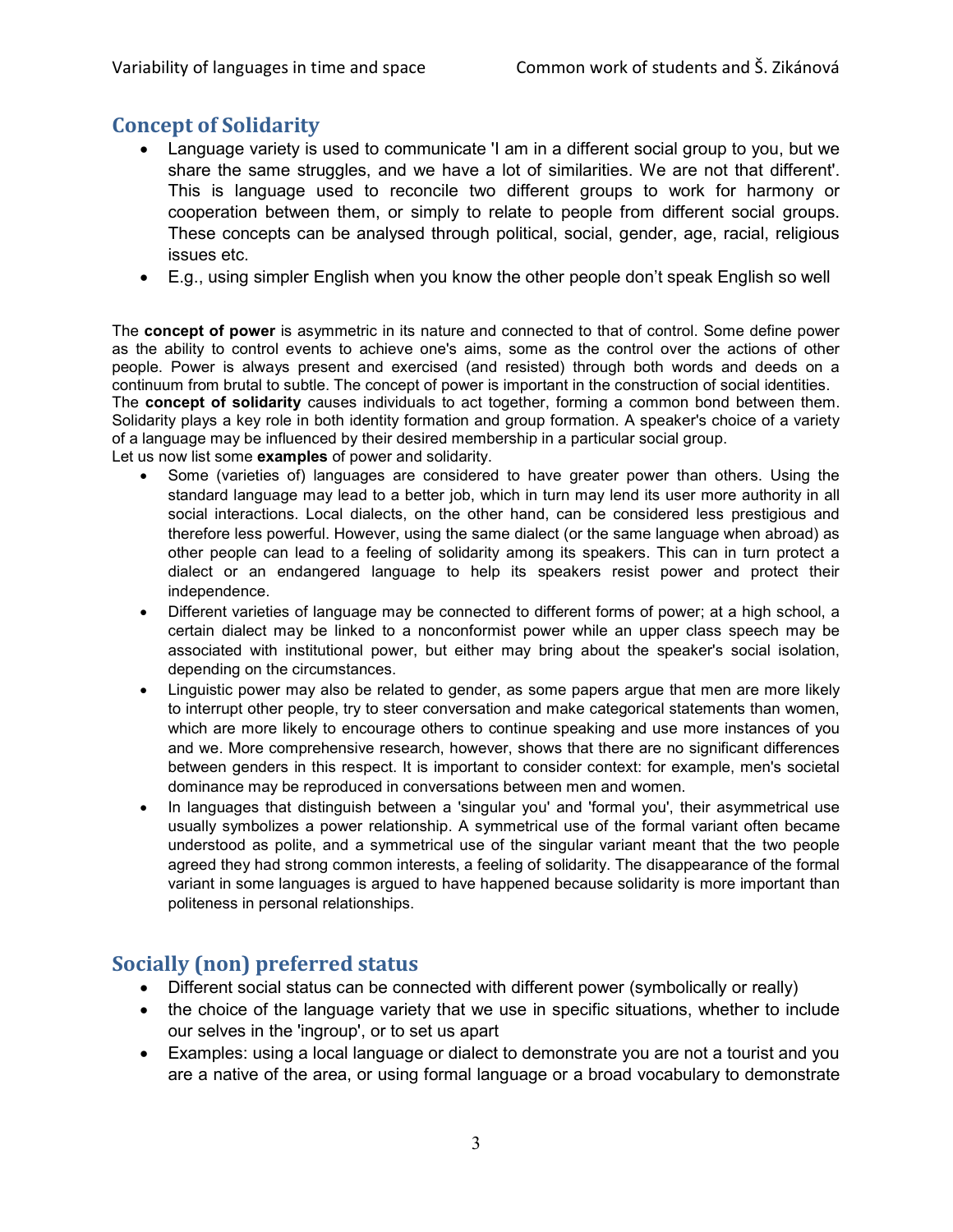## Concept of Solidarity

- Language variety is used to communicate 'I am in a different social group to you, but we share the same struggles, and we have a lot of similarities. We are not that different'. This is language used to reconcile two different groups to work for harmony or cooperation between them, or simply to relate to people from different social groups. These concepts can be analysed through political, social, gender, age, racial, religious issues etc.
- E.g., using simpler English when you know the other people don't speak English so well

The **concept of power** is asymmetric in its nature and connected to that of control. Some define power as the ability to control events to achieve one's aims, some as the control over the actions of other people. Power is always present and exercised (and resisted) through both words and deeds on a continuum from brutal to subtle. The concept of power is important in the construction of social identities.
The **concept of solidarity** causes individuals to act together, forming a common bond between them. Solidarity plays a key role in both identity formation and group formation. A speaker's choice of a variety of a language may be influenced by their desired membership in a particular social group.
Let us now list some **examples** of power and solidarity.

- Some (varieties of) languages are considered to have greater power than others. Using the standard language may lead to a better job, which in turn may lend its user more authority in all social interactions. Local dialects, on the other hand, can be considered less prestigious and therefore less powerful. However, using the same dialect (or the same language when abroad) as other people can lead to a feeling of solidarity among its speakers. This can in turn protect a dialect or an endangered language to help its speakers resist power and protect their independence.
- Different varieties of language may be connected to different forms of power; at a high school, a certain dialect may be linked to a nonconformist power while an upper class speech may be associated with institutional power, but either may bring about the speaker's social isolation, depending on the circumstances.
- Linguistic power may also be related to gender, as some papers argue that men are more likely to interrupt other people, try to steer conversation and make categorical statements than women, which are more likely to encourage others to continue speaking and use more instances of you and we. More comprehensive research, however, shows that there are no significant differences between genders in this respect. It is important to consider context: for example, men's societal dominance may be reproduced in conversations between men and women.
- In languages that distinguish between a 'singular you' and 'formal you', their asymmetrical use usually symbolizes a power relationship. A symmetrical use of the formal variant often became understood as polite, and a symmetrical use of the singular variant meant that the two people agreed they had strong common interests, a feeling of solidarity. The disappearance of the formal variant in some languages is argued to have happened because solidarity is more important than politeness in personal relationships.

## Socially (non) preferred status

- Different social status can be connected with different power (symbolically or really)
- the choice of the language variety that we use in specific situations, whether to include our selves in the 'ingroup', or to set us apart
- Examples: using a local language or dialect to demonstrate you are not a tourist and you are a native of the area, or using formal language or a broad vocabulary to demonstrate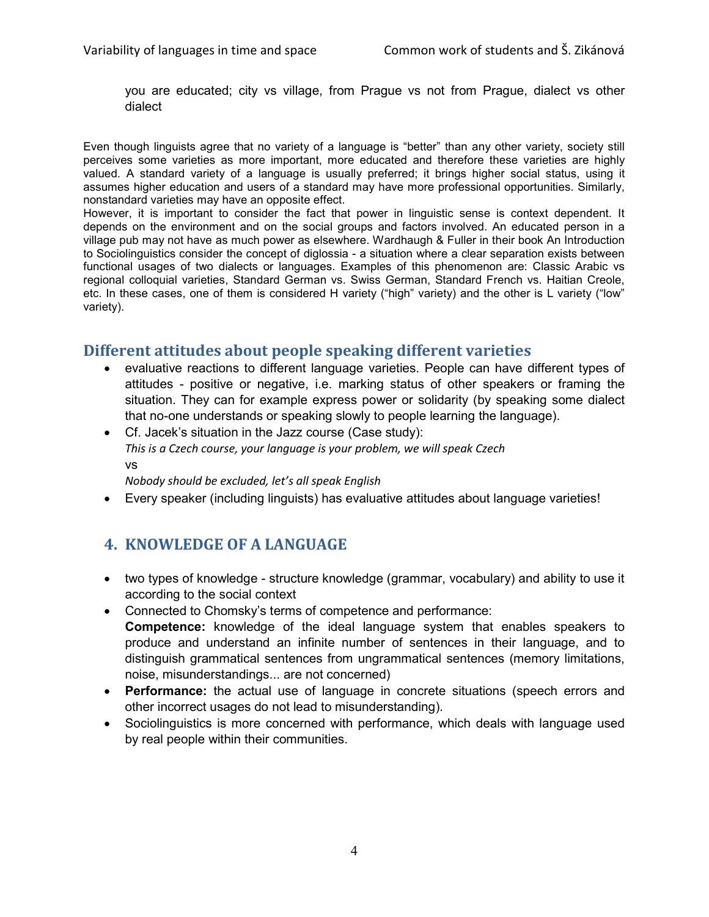you are educated; city vs village, from Prague vs not from Prague, dialect vs other dialect

Even though linguists agree that no variety of a language is "better" than any other variety, society still perceives some varieties as more important, more educated and therefore these varieties are highly valued. A standard variety of a language is usually preferred; it brings higher social status, using it assumes higher education and users of a standard may have more professional opportunities. Similarly, nonstandard varieties may have an opposite effect.
However, it is important to consider the fact that power in linguistic sense is context dependent. It depends on the environment and on the social groups and factors involved. An educated person in a village pub may not have as much power as elsewhere. Wardhaugh & Fuller in their book An Introduction to Sociolinguistics consider the concept of diglossia - a situation where a clear separation exists between functional usages of two dialects or languages. Examples of this phenomenon are: Classic Arabic vs regional colloquial varieties, Standard German vs. Swiss German, Standard French vs. Haitian Creole, etc. In these cases, one of them is considered H variety ("high" variety) and the other is L variety ("low" variety).

## Different attitudes about people speaking different varieties

- evaluative reactions to different language varieties. People can have different types of attitudes - positive or negative, i.e. marking status of other speakers or framing the situation. They can for example express power or solidarity (by speaking some dialect that no-one understands or speaking slowly to people learning the language).
- Cf. Jacek's situation in the Jazz course (Case study):
  *This is a Czech course, your language is your problem, we will speak Czech*
  vs
  *Nobody should be excluded, let's all speak English*
- Every speaker (including linguists) has evaluative attitudes about language varieties!

## 4. KNOWLEDGE OF A LANGUAGE

- two types of knowledge - structure knowledge (grammar, vocabulary) and ability to use it according to the social context
- Connected to Chomsky's terms of competence and performance:
  **Competence:** knowledge of the ideal language system that enables speakers to produce and understand an infinite number of sentences in their language, and to distinguish grammatical sentences from ungrammatical sentences (memory limitations, noise, misunderstandings... are not concerned)
- **Performance:** the actual use of language in concrete situations (speech errors and other incorrect usages do not lead to misunderstanding).
- Sociolinguistics is more concerned with performance, which deals with language used by real people within their communities.